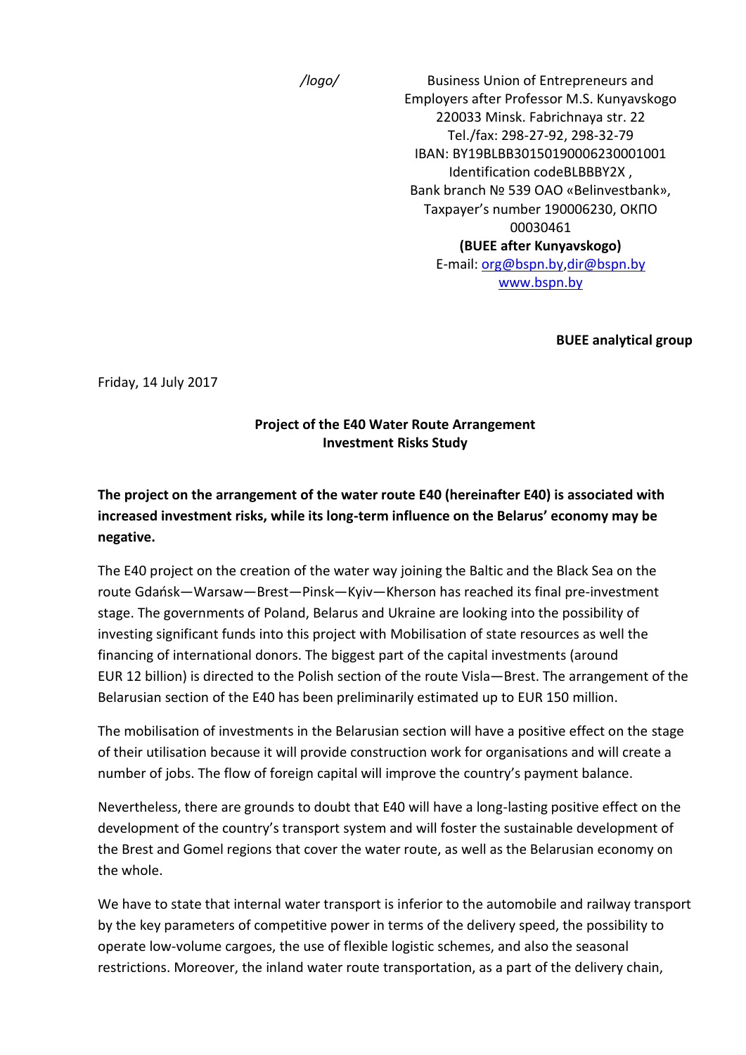/logo/

Business Union of Entrepreneurs and Employers after Professor M.S. Kunyavskogo
220033 Minsk. Fabrichnaya str. 22
Tel./fax: 298-27-92, 298-32-79
IBAN: BY19BLBB30150190006230001001
Identification codeBLBBBY2X ,
Bank branch № 539 ОАО «Belinvestbank»,
Taxpayer's number 190006230, ОКПО 00030461
**(BUEE after Kunyavskogo)**
E-mail: org@bspn.by,dir@bspn.by
www.bspn.by

**BUEE analytical group**

Friday, 14 July 2017

**Project of the E40 Water Route Arrangement**
**Investment Risks Study**

**The project on the arrangement of the water route E40 (hereinafter E40) is associated with increased investment risks, while its long-term influence on the Belarus' economy may be negative.**

The E40 project on the creation of the water way joining the Baltic and the Black Sea on the route Gdańsk—Warsaw—Brest—Pinsk—Kyiv—Kherson has reached its final pre-investment stage. The governments of Poland, Belarus and Ukraine are looking into the possibility of investing significant funds into this project with Mobilisation of state resources as well the financing of international donors. The biggest part of the capital investments (around EUR 12 billion) is directed to the Polish section of the route Visla—Brest. The arrangement of the Belarusian section of the E40 has been preliminarily estimated up to EUR 150 million.

The mobilisation of investments in the Belarusian section will have a positive effect on the stage of their utilisation because it will provide construction work for organisations and will create a number of jobs. The flow of foreign capital will improve the country's payment balance.

Nevertheless, there are grounds to doubt that E40 will have a long-lasting positive effect on the development of the country's transport system and will foster the sustainable development of the Brest and Gomel regions that cover the water route, as well as the Belarusian economy on the whole.

We have to state that internal water transport is inferior to the automobile and railway transport by the key parameters of competitive power in terms of the delivery speed, the possibility to operate low-volume cargoes, the use of flexible logistic schemes, and also the seasonal restrictions. Moreover, the inland water route transportation, as a part of the delivery chain,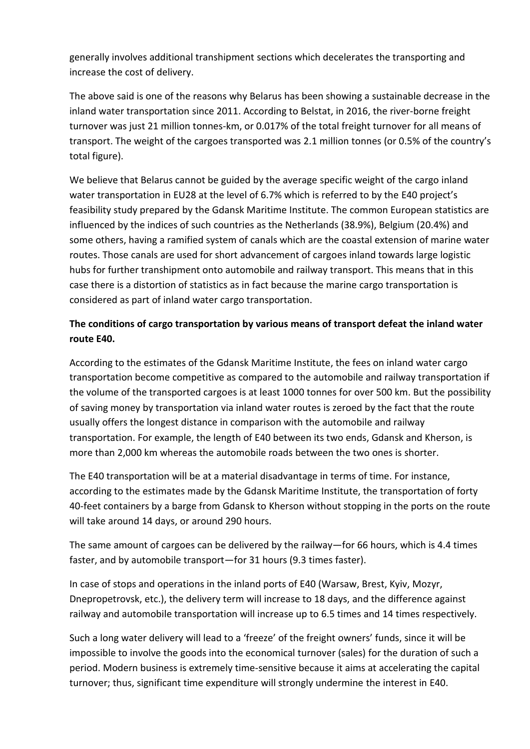generally involves additional transhipment sections which decelerates the transporting and increase the cost of delivery.

The above said is one of the reasons why Belarus has been showing a sustainable decrease in the inland water transportation since 2011. According to Belstat, in 2016, the river-borne freight turnover was just 21 million tonnes-km, or 0.017% of the total freight turnover for all means of transport. The weight of the cargoes transported was 2.1 million tonnes (or 0.5% of the country's total figure).

We believe that Belarus cannot be guided by the average specific weight of the cargo inland water transportation in EU28 at the level of 6.7% which is referred to by the E40 project's feasibility study prepared by the Gdansk Maritime Institute. The common European statistics are influenced by the indices of such countries as the Netherlands (38.9%), Belgium (20.4%) and some others, having a ramified system of canals which are the coastal extension of marine water routes. Those canals are used for short advancement of cargoes inland towards large logistic hubs for further transhipment onto automobile and railway transport. This means that in this case there is a distortion of statistics as in fact because the marine cargo transportation is considered as part of inland water cargo transportation.

**The conditions of cargo transportation by various means of transport defeat the inland water route E40.**

According to the estimates of the Gdansk Maritime Institute, the fees on inland water cargo transportation become competitive as compared to the automobile and railway transportation if the volume of the transported cargoes is at least 1000 tonnes for over 500 km. But the possibility of saving money by transportation via inland water routes is zeroed by the fact that the route usually offers the longest distance in comparison with the automobile and railway transportation. For example, the length of E40 between its two ends, Gdansk and Kherson, is more than 2,000 km whereas the automobile roads between the two ones is shorter.

The E40 transportation will be at a material disadvantage in terms of time. For instance, according to the estimates made by the Gdansk Maritime Institute, the transportation of forty 40-feet containers by a barge from Gdansk to Kherson without stopping in the ports on the route will take around 14 days, or around 290 hours.

The same amount of cargoes can be delivered by the railway—for 66 hours, which is 4.4 times faster, and by automobile transport—for 31 hours (9.3 times faster).

In case of stops and operations in the inland ports of E40 (Warsaw, Brest, Kyiv, Mozyr, Dnepropetrovsk, etc.), the delivery term will increase to 18 days, and the difference against railway and automobile transportation will increase up to 6.5 times and 14 times respectively.

Such a long water delivery will lead to a 'freeze' of the freight owners' funds, since it will be impossible to involve the goods into the economical turnover (sales) for the duration of such a period. Modern business is extremely time-sensitive because it aims at accelerating the capital turnover; thus, significant time expenditure will strongly undermine the interest in E40.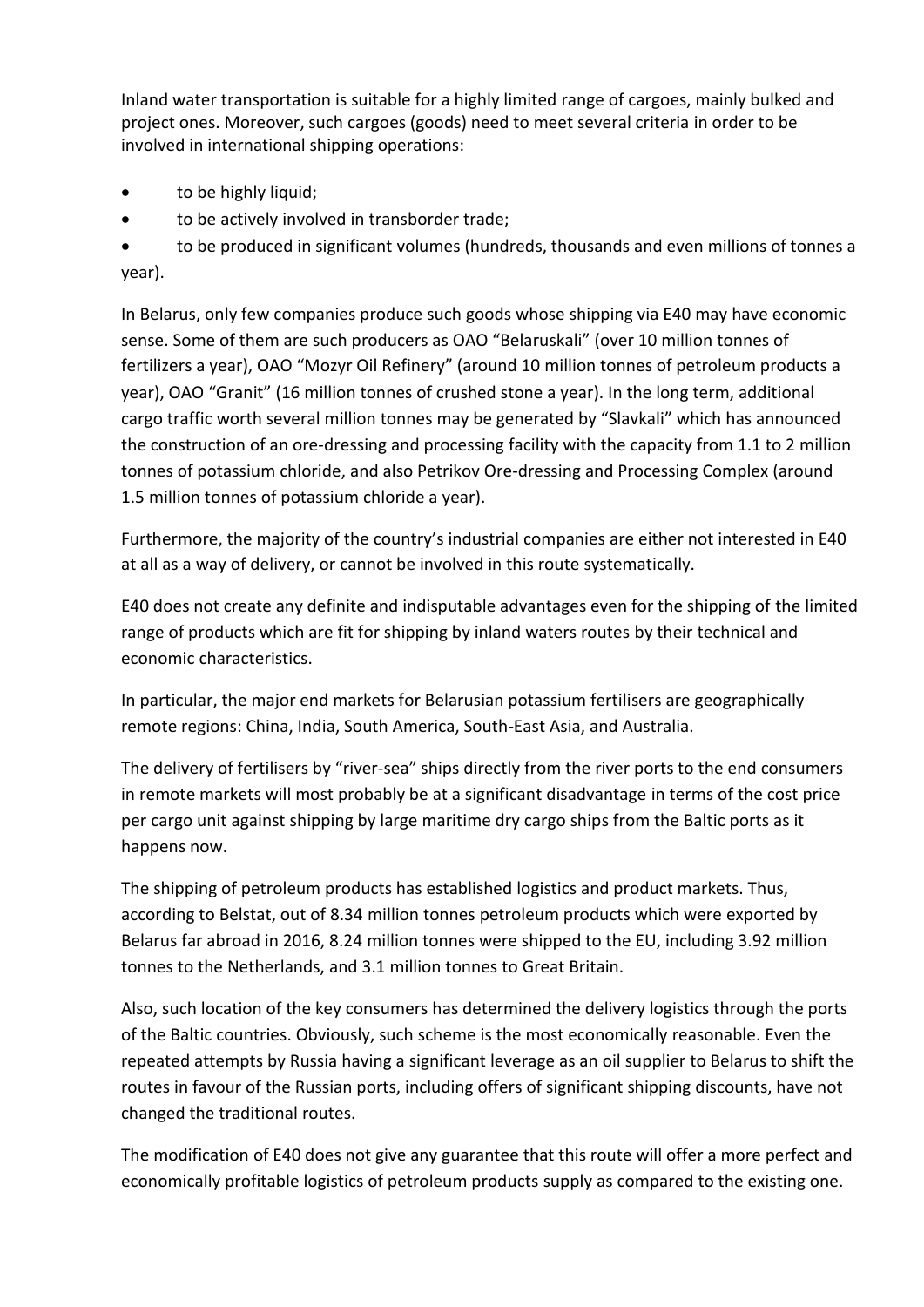Inland water transportation is suitable for a highly limited range of cargoes, mainly bulked and project ones. Moreover, such cargoes (goods) need to meet several criteria in order to be involved in international shipping operations:

- to be highly liquid;
- to be actively involved in transborder trade;
- to be produced in significant volumes (hundreds, thousands and even millions of tonnes a year).

In Belarus, only few companies produce such goods whose shipping via E40 may have economic sense. Some of them are such producers as OAO "Belaruskali" (over 10 million tonnes of fertilizers a year), OAO "Mozyr Oil Refinery" (around 10 million tonnes of petroleum products a year), OAO "Granit" (16 million tonnes of crushed stone a year). In the long term, additional cargo traffic worth several million tonnes may be generated by "Slavkali" which has announced the construction of an ore-dressing and processing facility with the capacity from 1.1 to 2 million tonnes of potassium chloride, and also Petrikov Ore-dressing and Processing Complex (around 1.5 million tonnes of potassium chloride a year).

Furthermore, the majority of the country's industrial companies are either not interested in E40 at all as a way of delivery, or cannot be involved in this route systematically.

E40 does not create any definite and indisputable advantages even for the shipping of the limited range of products which are fit for shipping by inland waters routes by their technical and economic characteristics.

In particular, the major end markets for Belarusian potassium fertilisers are geographically remote regions: China, India, South America, South-East Asia, and Australia.

The delivery of fertilisers by "river-sea" ships directly from the river ports to the end consumers in remote markets will most probably be at a significant disadvantage in terms of the cost price per cargo unit against shipping by large maritime dry cargo ships from the Baltic ports as it happens now.

The shipping of petroleum products has established logistics and product markets. Thus, according to Belstat, out of 8.34 million tonnes petroleum products which were exported by Belarus far abroad in 2016, 8.24 million tonnes were shipped to the EU, including 3.92 million tonnes to the Netherlands, and 3.1 million tonnes to Great Britain.

Also, such location of the key consumers has determined the delivery logistics through the ports of the Baltic countries. Obviously, such scheme is the most economically reasonable. Even the repeated attempts by Russia having a significant leverage as an oil supplier to Belarus to shift the routes in favour of the Russian ports, including offers of significant shipping discounts, have not changed the traditional routes.

The modification of E40 does not give any guarantee that this route will offer a more perfect and economically profitable logistics of petroleum products supply as compared to the existing one.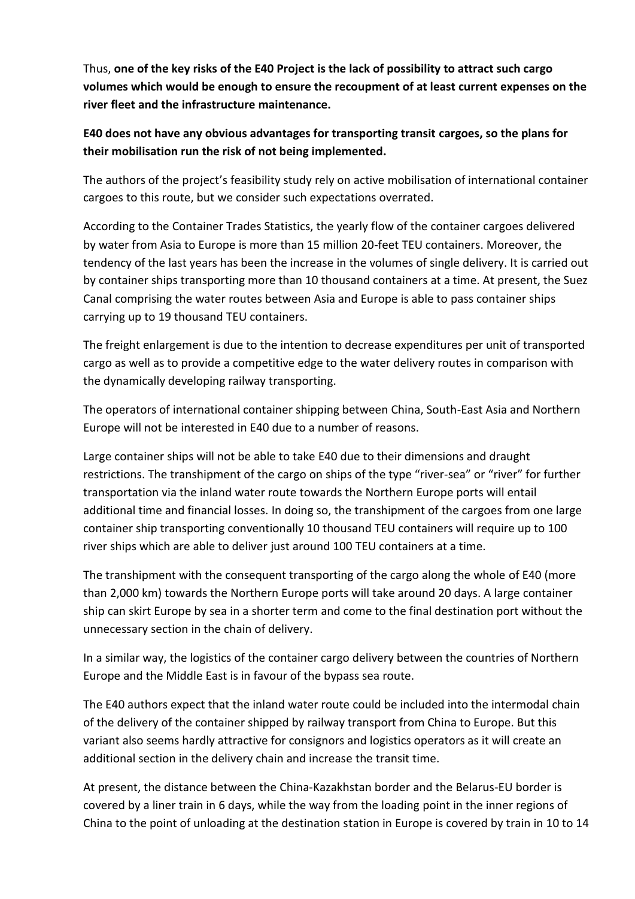Thus, **one of the key risks of the E40 Project is the lack of possibility to attract such cargo volumes which would be enough to ensure the recoupment of at least current expenses on the river fleet and the infrastructure maintenance.**

**E40 does not have any obvious advantages for transporting transit cargoes, so the plans for their mobilisation run the risk of not being implemented.**

The authors of the project's feasibility study rely on active mobilisation of international container cargoes to this route, but we consider such expectations overrated.

According to the Container Trades Statistics, the yearly flow of the container cargoes delivered by water from Asia to Europe is more than 15 million 20-feet TEU containers. Moreover, the tendency of the last years has been the increase in the volumes of single delivery. It is carried out by container ships transporting more than 10 thousand containers at a time. At present, the Suez Canal comprising the water routes between Asia and Europe is able to pass container ships carrying up to 19 thousand TEU containers.

The freight enlargement is due to the intention to decrease expenditures per unit of transported cargo as well as to provide a competitive edge to the water delivery routes in comparison with the dynamically developing railway transporting.

The operators of international container shipping between China, South-East Asia and Northern Europe will not be interested in E40 due to a number of reasons.

Large container ships will not be able to take E40 due to their dimensions and draught restrictions. The transhipment of the cargo on ships of the type "river-sea" or "river" for further transportation via the inland water route towards the Northern Europe ports will entail additional time and financial losses. In doing so, the transhipment of the cargoes from one large container ship transporting conventionally 10 thousand TEU containers will require up to 100 river ships which are able to deliver just around 100 TEU containers at a time.

The transhipment with the consequent transporting of the cargo along the whole of E40 (more than 2,000 km) towards the Northern Europe ports will take around 20 days. A large container ship can skirt Europe by sea in a shorter term and come to the final destination port without the unnecessary section in the chain of delivery.

In a similar way, the logistics of the container cargo delivery between the countries of Northern Europe and the Middle East is in favour of the bypass sea route.

The E40 authors expect that the inland water route could be included into the intermodal chain of the delivery of the container shipped by railway transport from China to Europe. But this variant also seems hardly attractive for consignors and logistics operators as it will create an additional section in the delivery chain and increase the transit time.

At present, the distance between the China-Kazakhstan border and the Belarus-EU border is covered by a liner train in 6 days, while the way from the loading point in the inner regions of China to the point of unloading at the destination station in Europe is covered by train in 10 to 14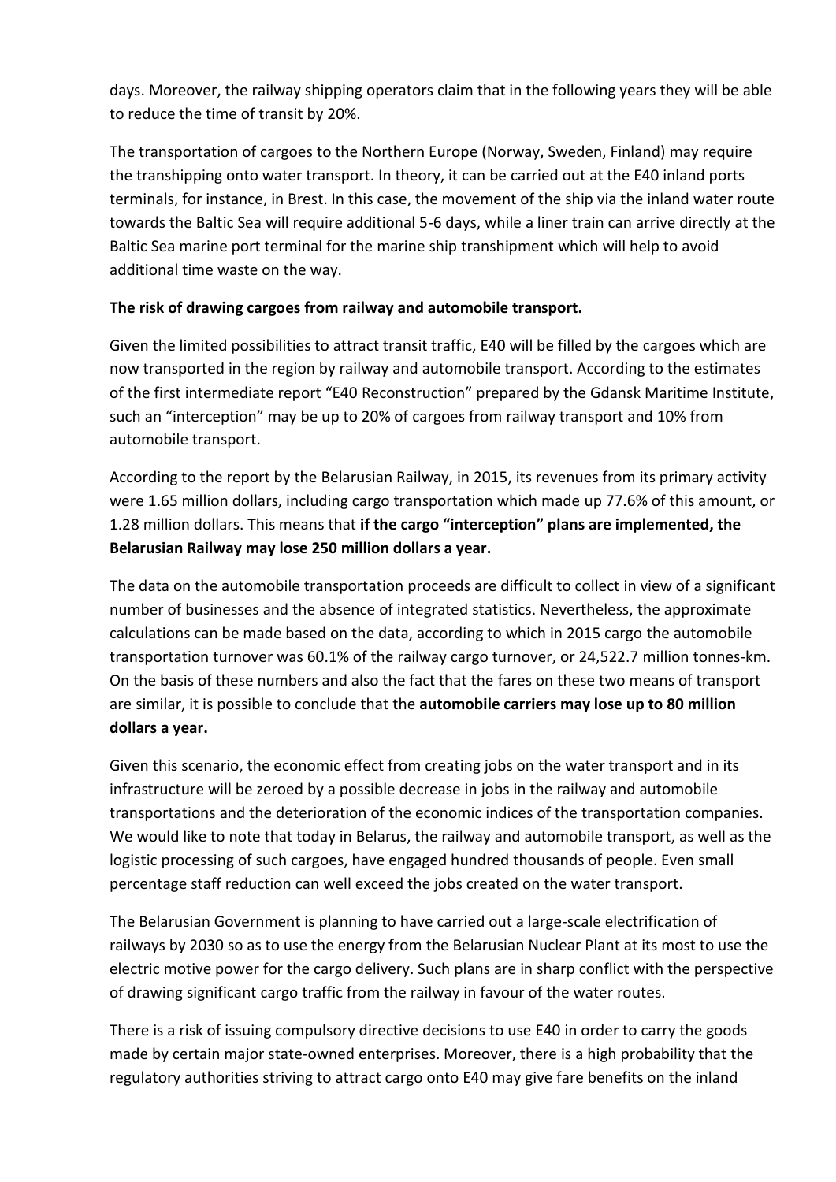days. Moreover, the railway shipping operators claim that in the following years they will be able to reduce the time of transit by 20%.

The transportation of cargoes to the Northern Europe (Norway, Sweden, Finland) may require the transhipping onto water transport. In theory, it can be carried out at the E40 inland ports terminals, for instance, in Brest. In this case, the movement of the ship via the inland water route towards the Baltic Sea will require additional 5-6 days, while a liner train can arrive directly at the Baltic Sea marine port terminal for the marine ship transhipment which will help to avoid additional time waste on the way.

**The risk of drawing cargoes from railway and automobile transport.**

Given the limited possibilities to attract transit traffic, E40 will be filled by the cargoes which are now transported in the region by railway and automobile transport. According to the estimates of the first intermediate report "E40 Reconstruction" prepared by the Gdansk Maritime Institute, such an "interception" may be up to 20% of cargoes from railway transport and 10% from automobile transport.

According to the report by the Belarusian Railway, in 2015, its revenues from its primary activity were 1.65 million dollars, including cargo transportation which made up 77.6% of this amount, or 1.28 million dollars. This means that **if the cargo "interception" plans are implemented, the Belarusian Railway may lose 250 million dollars a year.**

The data on the automobile transportation proceeds are difficult to collect in view of a significant number of businesses and the absence of integrated statistics. Nevertheless, the approximate calculations can be made based on the data, according to which in 2015 cargo the automobile transportation turnover was 60.1% of the railway cargo turnover, or 24,522.7 million tonnes-km. On the basis of these numbers and also the fact that the fares on these two means of transport are similar, it is possible to conclude that the **automobile carriers may lose up to 80 million dollars a year.**

Given this scenario, the economic effect from creating jobs on the water transport and in its infrastructure will be zeroed by a possible decrease in jobs in the railway and automobile transportations and the deterioration of the economic indices of the transportation companies. We would like to note that today in Belarus, the railway and automobile transport, as well as the logistic processing of such cargoes, have engaged hundred thousands of people. Even small percentage staff reduction can well exceed the jobs created on the water transport.

The Belarusian Government is planning to have carried out a large-scale electrification of railways by 2030 so as to use the energy from the Belarusian Nuclear Plant at its most to use the electric motive power for the cargo delivery. Such plans are in sharp conflict with the perspective of drawing significant cargo traffic from the railway in favour of the water routes.

There is a risk of issuing compulsory directive decisions to use E40 in order to carry the goods made by certain major state-owned enterprises. Moreover, there is a high probability that the regulatory authorities striving to attract cargo onto E40 may give fare benefits on the inland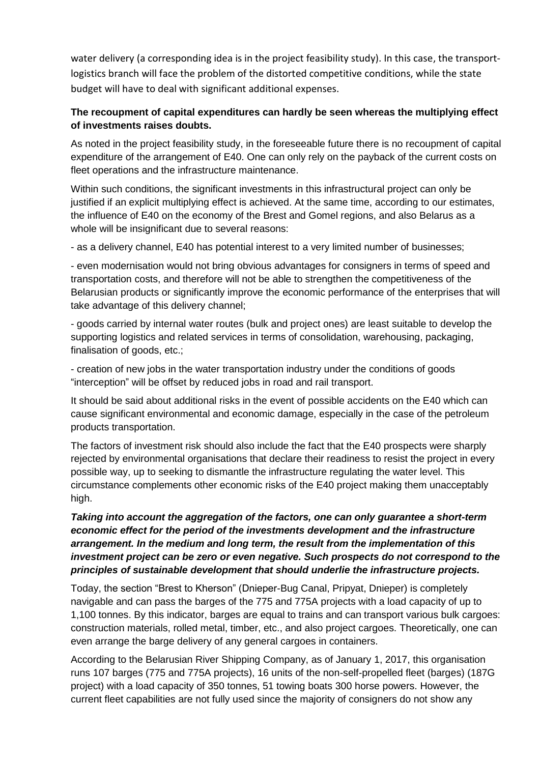water delivery (a corresponding idea is in the project feasibility study). In this case, the transport-logistics branch will face the problem of the distorted competitive conditions, while the state budget will have to deal with significant additional expenses.

**The recoupment of capital expenditures can hardly be seen whereas the multiplying effect of investments raises doubts.**

As noted in the project feasibility study, in the foreseeable future there is no recoupment of capital expenditure of the arrangement of E40. One can only rely on the payback of the current costs on fleet operations and the infrastructure maintenance.

Within such conditions, the significant investments in this infrastructural project can only be justified if an explicit multiplying effect is achieved. At the same time, according to our estimates, the influence of E40 on the economy of the Brest and Gomel regions, and also Belarus as a whole will be insignificant due to several reasons:

- as a delivery channel, E40 has potential interest to a very limited number of businesses;

- even modernisation would not bring obvious advantages for consigners in terms of speed and transportation costs, and therefore will not be able to strengthen the competitiveness of the Belarusian products or significantly improve the economic performance of the enterprises that will take advantage of this delivery channel;

- goods carried by internal water routes (bulk and project ones) are least suitable to develop the supporting logistics and related services in terms of consolidation, warehousing, packaging, finalisation of goods, etc.;

- creation of new jobs in the water transportation industry under the conditions of goods "interception" will be offset by reduced jobs in road and rail transport.

It should be said about additional risks in the event of possible accidents on the E40 which can cause significant environmental and economic damage, especially in the case of the petroleum products transportation.

The factors of investment risk should also include the fact that the E40 prospects were sharply rejected by environmental organisations that declare their readiness to resist the project in every possible way, up to seeking to dismantle the infrastructure regulating the water level. This circumstance complements other economic risks of the E40 project making them unacceptably high.

***Taking into account the aggregation of the factors, one can only guarantee a short-term economic effect for the period of the investments development and the infrastructure arrangement. In the medium and long term, the result from the implementation of this investment project can be zero or even negative. Such prospects do not correspond to the principles of sustainable development that should underlie the infrastructure projects.***

Today, the section "Brest to Kherson" (Dnieper-Bug Canal, Pripyat, Dnieper) is completely navigable and can pass the barges of the 775 and 775A projects with a load capacity of up to 1,100 tonnes. By this indicator, barges are equal to trains and can transport various bulk cargoes: construction materials, rolled metal, timber, etc., and also project cargoes. Theoretically, one can even arrange the barge delivery of any general cargoes in containers.

According to the Belarusian River Shipping Company, as of January 1, 2017, this organisation runs 107 barges (775 and 775A projects), 16 units of the non-self-propelled fleet (barges) (187G project) with a load capacity of 350 tonnes, 51 towing boats 300 horse powers. However, the current fleet capabilities are not fully used since the majority of consigners do not show any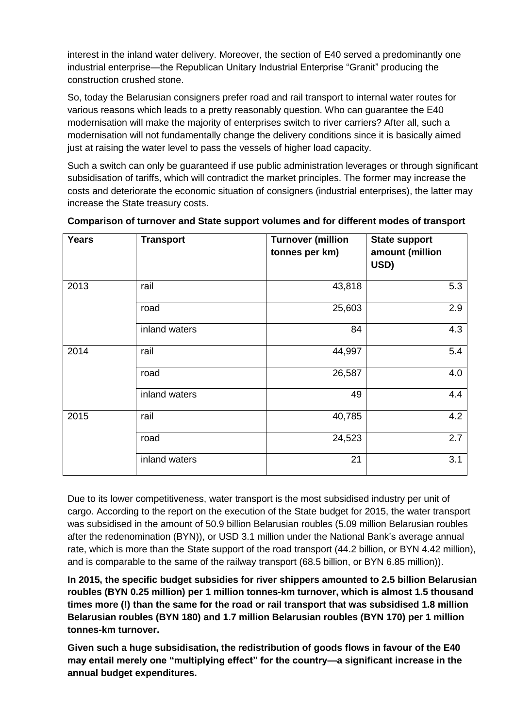interest in the inland water delivery. Moreover, the section of E40 served a predominantly one industrial enterprise—the Republican Unitary Industrial Enterprise "Granit" producing the construction crushed stone.

So, today the Belarusian consigners prefer road and rail transport to internal water routes for various reasons which leads to a pretty reasonably question. Who can guarantee the E40 modernisation will make the majority of enterprises switch to river carriers? After all, such a modernisation will not fundamentally change the delivery conditions since it is basically aimed just at raising the water level to pass the vessels of higher load capacity.

Such a switch can only be guaranteed if use public administration leverages or through significant subsidisation of tariffs, which will contradict the market principles. The former may increase the costs and deteriorate the economic situation of consigners (industrial enterprises), the latter may increase the State treasury costs.

**Comparison of turnover and State support volumes and for different modes of transport**

| Years | Transport | Turnover (million tonnes per km) | State support amount (million USD) |
|---|---|---|---|
| 2013 | rail | 43,818 | 5.3 |
| | road | 25,603 | 2.9 |
| | inland waters | 84 | 4.3 |
| 2014 | rail | 44,997 | 5.4 |
| | road | 26,587 | 4.0 |
| | inland waters | 49 | 4.4 |
| 2015 | rail | 40,785 | 4.2 |
| | road | 24,523 | 2.7 |
| | inland waters | 21 | 3.1 |

Due to its lower competitiveness, water transport is the most subsidised industry per unit of cargo. According to the report on the execution of the State budget for 2015, the water transport was subsidised in the amount of 50.9 billion Belarusian roubles (5.09 million Belarusian roubles after the redenomination (BYN)), or USD 3.1 million under the National Bank's average annual rate, which is more than the State support of the road transport (44.2 billion, or BYN 4.42 million), and is comparable to the same of the railway transport (68.5 billion, or BYN 6.85 million)).

**In 2015, the specific budget subsidies for river shippers amounted to 2.5 billion Belarusian roubles (BYN 0.25 million) per 1 million tonnes-km turnover, which is almost 1.5 thousand times more (!) than the same for the road or rail transport that was subsidised 1.8 million Belarusian roubles (BYN 180) and 1.7 million Belarusian roubles (BYN 170) per 1 million tonnes-km turnover.**

**Given such a huge subsidisation, the redistribution of goods flows in favour of the E40 may entail merely one "multiplying effect" for the country—a significant increase in the annual budget expenditures.**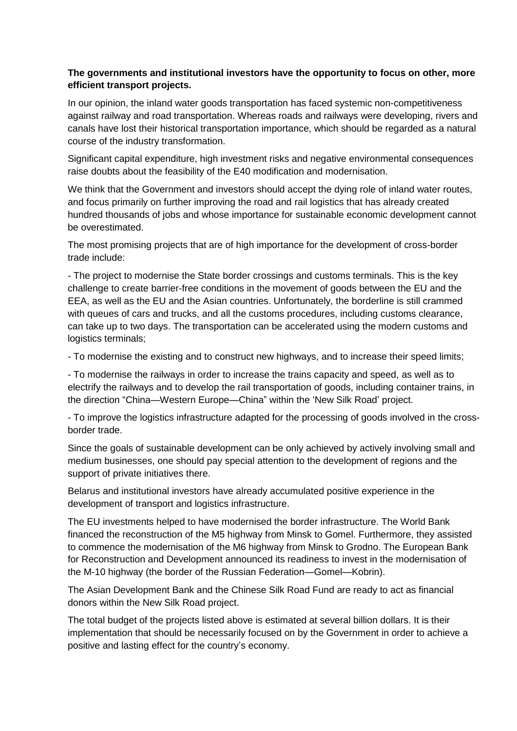**The governments and institutional investors have the opportunity to focus on other, more efficient transport projects.**

In our opinion, the inland water goods transportation has faced systemic non-competitiveness against railway and road transportation. Whereas roads and railways were developing, rivers and canals have lost their historical transportation importance, which should be regarded as a natural course of the industry transformation.

Significant capital expenditure, high investment risks and negative environmental consequences raise doubts about the feasibility of the E40 modification and modernisation.

We think that the Government and investors should accept the dying role of inland water routes, and focus primarily on further improving the road and rail logistics that has already created hundred thousands of jobs and whose importance for sustainable economic development cannot be overestimated.

The most promising projects that are of high importance for the development of cross-border trade include:

- The project to modernise the State border crossings and customs terminals. This is the key challenge to create barrier-free conditions in the movement of goods between the EU and the EEA, as well as the EU and the Asian countries. Unfortunately, the borderline is still crammed with queues of cars and trucks, and all the customs procedures, including customs clearance, can take up to two days. The transportation can be accelerated using the modern customs and logistics terminals;
- To modernise the existing and to construct new highways, and to increase their speed limits;
- To modernise the railways in order to increase the trains capacity and speed, as well as to electrify the railways and to develop the rail transportation of goods, including container trains, in the direction "China—Western Europe—China" within the 'New Silk Road' project.
- To improve the logistics infrastructure adapted for the processing of goods involved in the cross-border trade.

Since the goals of sustainable development can be only achieved by actively involving small and medium businesses, one should pay special attention to the development of regions and the support of private initiatives there.

Belarus and institutional investors have already accumulated positive experience in the development of transport and logistics infrastructure.

The EU investments helped to have modernised the border infrastructure. The World Bank financed the reconstruction of the M5 highway from Minsk to Gomel. Furthermore, they assisted to commence the modernisation of the M6 highway from Minsk to Grodno. The European Bank for Reconstruction and Development announced its readiness to invest in the modernisation of the M-10 highway (the border of the Russian Federation—Gomel—Kobrin).

The Asian Development Bank and the Chinese Silk Road Fund are ready to act as financial donors within the New Silk Road project.

The total budget of the projects listed above is estimated at several billion dollars. It is their implementation that should be necessarily focused on by the Government in order to achieve a positive and lasting effect for the country's economy.